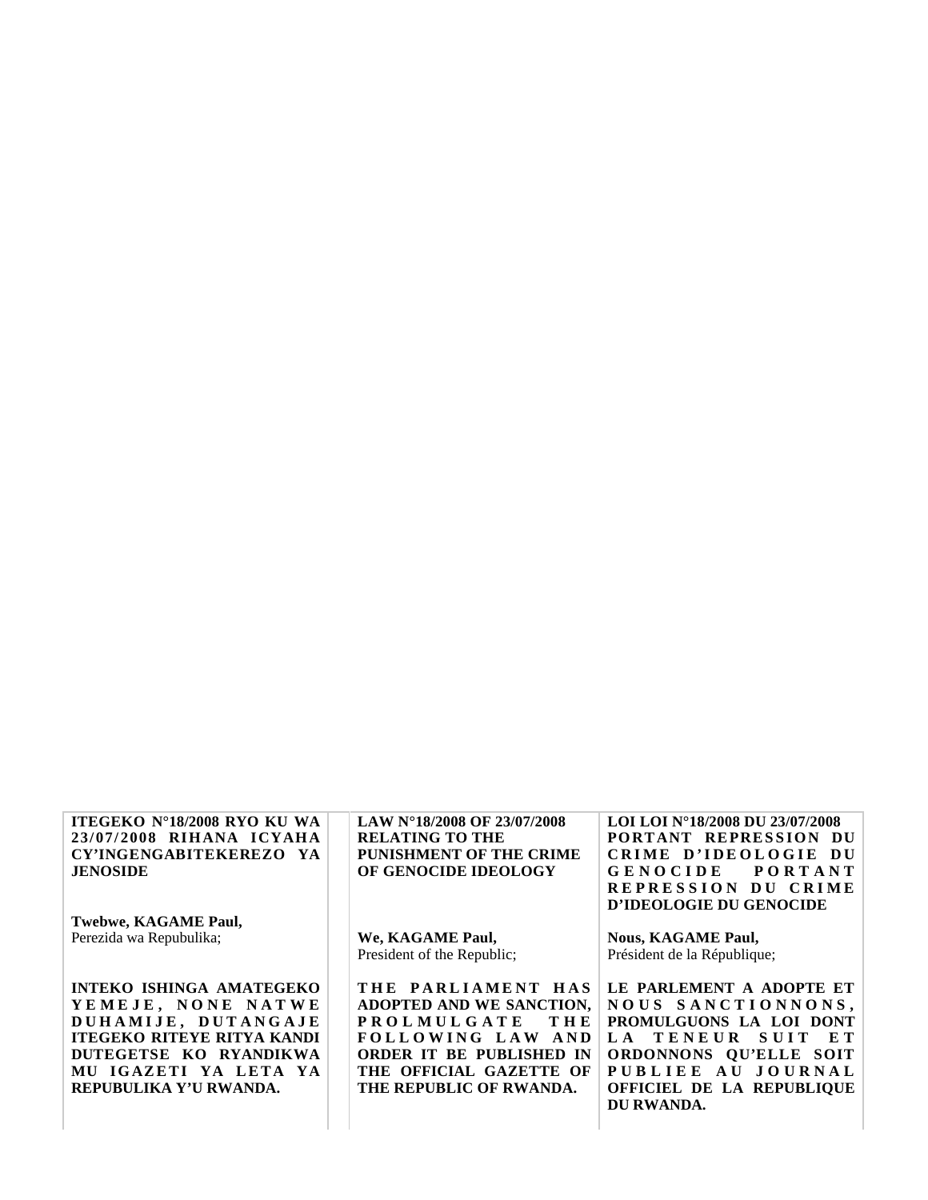| ITEGEKO N°18/2008 RYO KU WA 23/07/2008 RIHANA ICYAHA CY'INGENGABITEKEREZO YA JENOSIDE | LAW N°18/2008 OF 23/07/2008 RELATING TO THE PUNISHMENT OF THE CRIME OF GENOCIDE IDEOLOGY | LOI LOI N°18/2008 DU 23/07/2008 PORTANT REPRESSION DU CRIME D'IDEOLOGIE DU GENOCIDE PORTANT REPRESSION DU CRIME D'IDEOLOGIE DU GENOCIDE |
|---|---|---|
| **Twebwe, KAGAME Paul,** Perezida wa Repubulika; | **We, KAGAME Paul,** President of the Republic; | **Nous, KAGAME Paul,** Président de la République; |
| **INTEKO ISHINGA AMATEGEKO YEMEJE, NONE NATWE DUHAMIJE, DUTANGAJE ITEGEKO RITEYE RITYA KANDI DUTEGETSE KO RYANDIKWA MU IGAZETI YA LETA YA REPUBULIKA Y'U RWANDA.** | **THE PARLIAMENT HAS ADOPTED AND WE SANCTION, PROLMULGATE THE FOLLOWING LAW AND ORDER IT BE PUBLISHED IN THE OFFICIAL GAZETTE OF THE REPUBLIC OF RWANDA.** | **LE PARLEMENT A ADOPTE ET NOUS SANCTIONNONS, PROMULGUONS LA LOI DONT LA TENEUR SUIT ET ORDONNONS QU'ELLE SOIT PUBLIEE AU JOURNAL OFFICIEL DE LA REPUBLIQUE DU RWANDA.** |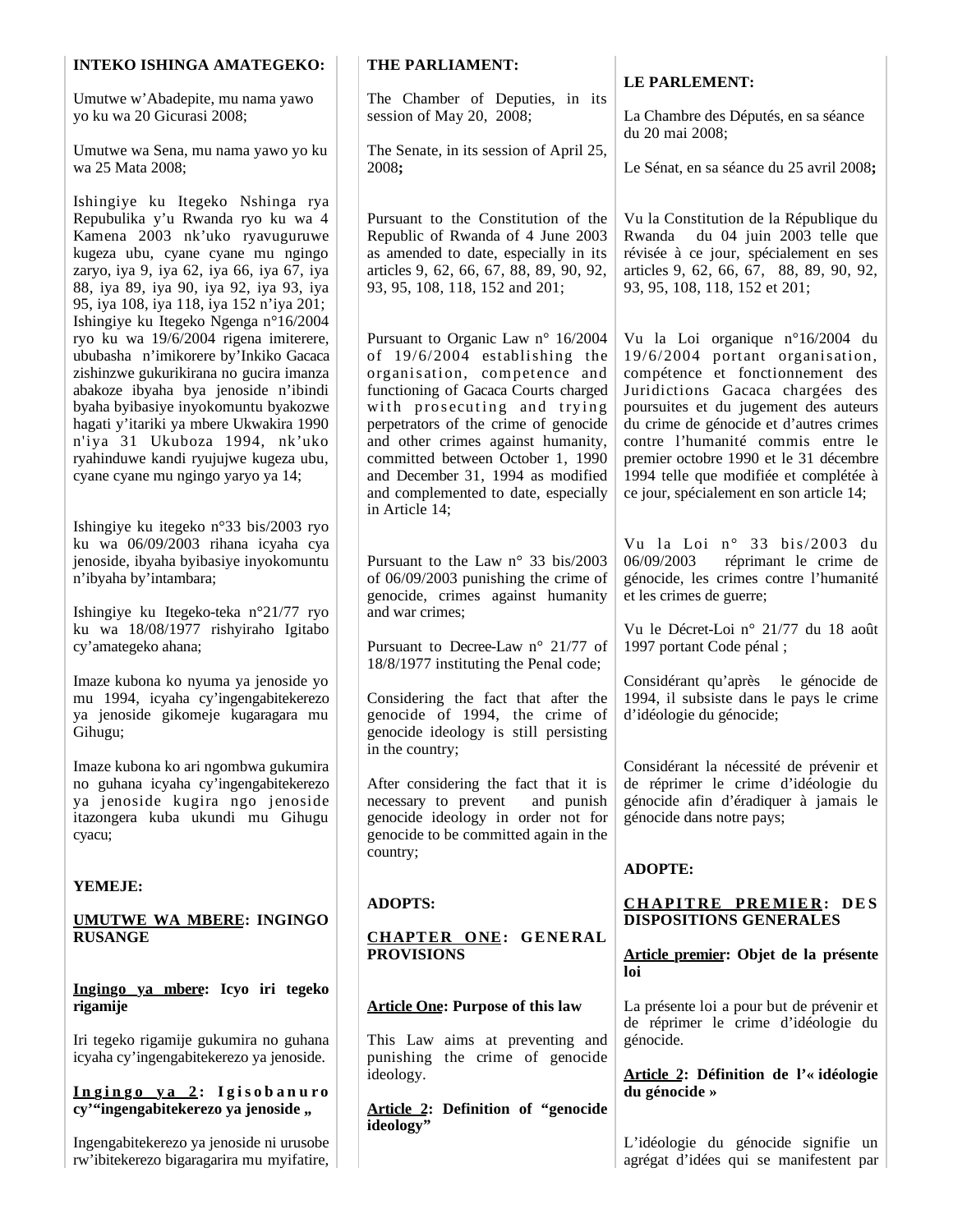**INTEKO ISHINGA AMATEGEKO:**

Umutwe w'Abadepite, mu nama yawo yo ku wa 20 Gicurasi 2008;

Umutwe wa Sena, mu nama yawo yo ku wa 25 Mata 2008;

Ishingiye ku Itegeko Nshinga rya Repubulika y'u Rwanda ryo ku wa 4 Kamena 2003 nk'uko ryavuguruwe kugeza ubu, cyane cyane mu ngingo zaryo, iya 9, iya 62, iya 66, iya 67, iya 88, iya 89, iya 90, iya 92, iya 93, iya 95, iya 108, iya 118, iya 152 n'iya 201;

Ishingiye ku Itegeko Ngenga n°16/2004 ryo ku wa 19/6/2004 rigena imiterere, ububasha n'imikorere by'Inkiko Gacaca zishinzwe gukurikirana no gucira imanza abakoze ibyaha bya jenoside n'ibindi byaha byibasiye inyokomuntu byakozwe hagati y'itariki ya mbere Ukwakira 1990 n'iya 31 Ukuboza 1994, nk'uko ryahinduwe kandi ryujujwe kugeza ubu, cyane cyane mu ngingo yaryo ya 14;

Ishingiye ku itegeko n°33 bis/2003 ryo ku wa 06/09/2003 rihana icyaha cya jenoside, ibyaha byibasiye inyokomuntu n'ibyaha by'intambara;

Ishingiye ku Itegeko-teka n°21/77 ryo ku wa 18/08/1977 rishyiraho Igitabo cy'amategeko ahana;

Imaze kubona ko nyuma ya jenoside yo mu 1994, icyaha cy'ingengabitekerezo ya jenoside gikomeje kugaragara mu Gihugu;

Imaze kubona ko ari ngombwa gukumira no guhana icyaha cy'ingengabitekerezo ya jenoside kugira ngo jenoside itazongera kuba ukundi mu Gihugu cyacu;

**YEMEJE:**

**UMUTWE WA MBERE: INGINGO RUSANGE**

**Ingingo ya mbere: Icyo iri tegeko rigamije**

Iri tegeko rigamije gukumira no guhana icyaha cy'ingengabitekerezo ya jenoside.

**Ingingo ya 2: Igisobanuro cy'"ingengabitekerezo ya jenoside „**

Ingengabitekerezo ya jenoside ni urusobe rw'ibitekerezo bigaragarira mu myifatire,

**THE PARLIAMENT:**

The Chamber of Deputies, in its session of May 20, 2008;

The Senate, in its session of April 25, 2008**;**

Pursuant to the Constitution of the Republic of Rwanda of 4 June 2003 as amended to date, especially in its articles 9, 62, 66, 67, 88, 89, 90, 92, 93, 95, 108, 118, 152 and 201;

Pursuant to Organic Law n° 16/2004 of 19/6/2004 establishing the organisation, competence and functioning of Gacaca Courts charged with prosecuting and trying perpetrators of the crime of genocide and other crimes against humanity, committed between October 1, 1990 and December 31, 1994 as modified and complemented to date, especially in Article 14;

Pursuant to the Law n° 33 bis/2003 of 06/09/2003 punishing the crime of genocide, crimes against humanity and war crimes;

Pursuant to Decree-Law n° 21/77 of 18/8/1977 instituting the Penal code;

Considering the fact that after the genocide of 1994, the crime of genocide ideology is still persisting in the country;

After considering the fact that it is necessary to prevent and punish genocide ideology in order not for genocide to be committed again in the country;

**ADOPTS:**

**CHAPTER ONE: GENERAL PROVISIONS**

**Article One: Purpose of this law**

This Law aims at preventing and punishing the crime of genocide ideology.

**Article 2: Definition of "genocide ideology"**

**LE PARLEMENT:**

La Chambre des Députés, en sa séance du 20 mai 2008;

Le Sénat, en sa séance du 25 avril 2008**;**

Vu la Constitution de la République du Rwanda du 04 juin 2003 telle que révisée à ce jour, spécialement en ses articles 9, 62, 66, 67, 88, 89, 90, 92, 93, 95, 108, 118, 152 et 201;

Vu la Loi organique n°16/2004 du 19/6/2004 portant organisation, compétence et fonctionnement des Juridictions Gacaca chargées des poursuites et du jugement des auteurs du crime de génocide et d'autres crimes contre l'humanité commis entre le premier octobre 1990 et le 31 décembre 1994 telle que modifiée et complétée à ce jour, spécialement en son article 14;

Vu la Loi n° 33 bis/2003 du 06/09/2003 réprimant le crime de génocide, les crimes contre l'humanité et les crimes de guerre;

Vu le Décret-Loi n° 21/77 du 18 août 1997 portant Code pénal ;

Considérant qu'après le génocide de 1994, il subsiste dans le pays le crime d'idéologie du génocide;

Considérant la nécessité de prévenir et de réprimer le crime d'idéologie du génocide afin d'éradiquer à jamais le génocide dans notre pays;

**ADOPTE:**

**CHAPITRE PREMIER: DES DISPOSITIONS GENERALES**

**Article premier: Objet de la présente loi**

La présente loi a pour but de prévenir et de réprimer le crime d'idéologie du génocide.

**Article 2: Définition de l'« idéologie du génocide »**

L'idéologie du génocide signifie un agrégat d'idées qui se manifestent par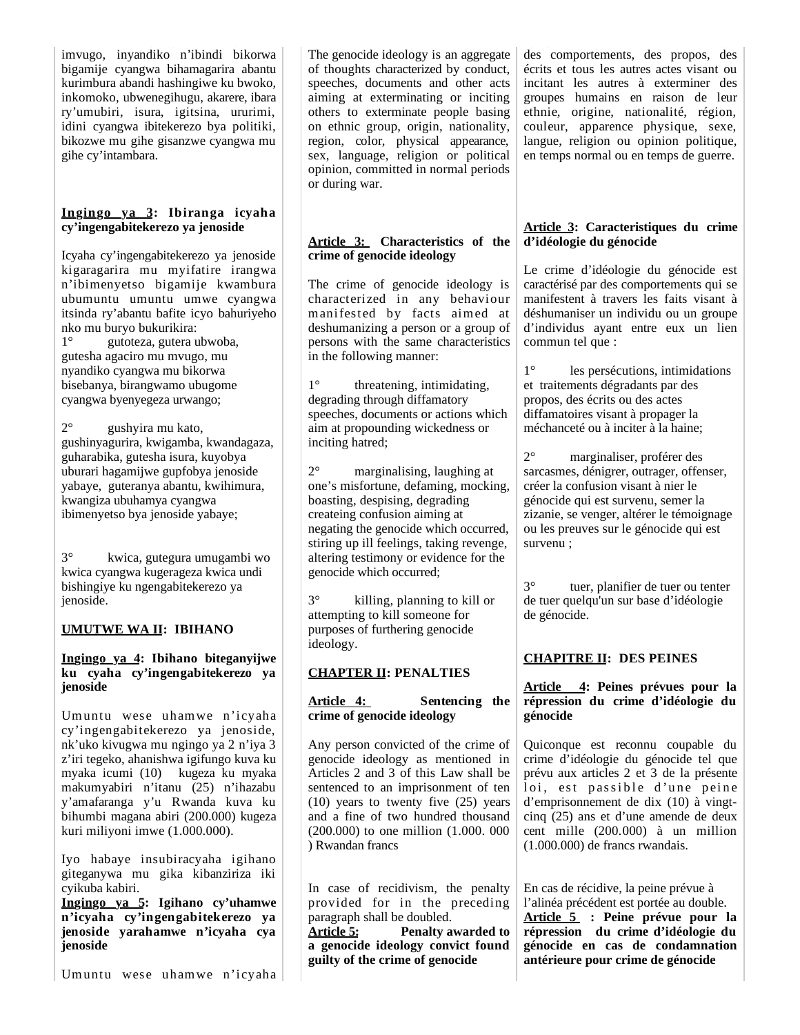imvugo, inyandiko n'ibindi bikorwa bigamije cyangwa bihamagarira abantu kurimbura abandi hashingiwe ku bwoko, inkomoko, ubwenegihugu, akarere, ibara ry'umubiri, isura, igitsina, ururimi, idini cyangwa ibitekerezo bya politiki, bikozwe mu gihe gisanzwe cyangwa mu gihe cy'intambara.

**Ingingo ya 3: Ibiranga icyaha cy'ingengabitekerezo ya jenoside**

Icyaha cy'ingengabitekerezo ya jenoside kigaragarira mu myifatire irangwa n'ibimenyetso bigamije kwambura ubumuntu umuntu umwe cyangwa itsinda ry'abantu bafite icyo bahuriyeho nko mu buryo bukurikira:

1° gutoteza, gutera ubwoba, gutesha agaciro mu mvugo, mu nyandiko cyangwa mu bikorwa bisebanya, birangwamo ubugome cyangwa byenyegeza urwango;

2° gushyira mu kato, gushinyagurira, kwigamba, kwandagaza, guharabika, gutesha isura, kuyobya uburari hagamijwe gupfobya jenoside yabaye, guteranya abantu, kwihimura, kwangiza ubuhamya cyangwa ibimenyetso bya jenoside yabaye;

3° kwica, gutegura umugambi wo kwica cyangwa kugerageza kwica undi bishingiye ku ngengabitekerezo ya jenoside.

**UMUTWE WA II: IBIHANO**

**Ingingo ya 4: Ibihano biteganyijwe ku cyaha cy'ingengabitekerezo ya jenoside**

Umuntu wese uhamwe n'icyaha cy'ingengabitekerezo ya jenoside, nk'uko kivugwa mu ngingo ya 2 n'iya 3 z'iri tegeko, ahanishwa igifungo kuva ku myaka icumi (10) kugeza ku myaka makumyabiri n'itanu (25) n'ihazabu y'amafaranga y'u Rwanda kuva ku bihumbi magana abiri (200.000) kugeza kuri miliyoni imwe (1.000.000).

Iyo habaye insubiracyaha igihano giteganywa mu gika kibanziriza iki cyikuba kabiri.

**Ingingo ya 5: Igihano cy'uhamwe n'icyaha cy'ingengabitekerezo ya jenoside yarahamwe n'icyaha cya jenoside**

Umuntu wese uhamwe n'icyaha

---

The genocide ideology is an aggregate of thoughts characterized by conduct, speeches, documents and other acts aiming at exterminating or inciting others to exterminate people basing on ethnic group, origin, nationality, region, color, physical appearance, sex, language, religion or political opinion, committed in normal periods or during war.

**Article 3: Characteristics of the crime of genocide ideology**

The crime of genocide ideology is characterized in any behaviour manifested by facts aimed at deshumanizing a person or a group of persons with the same characteristics in the following manner:

1° threatening, intimidating, degrading through diffamatory speeches, documents or actions which aim at propounding wickedness or inciting hatred;

2° marginalising, laughing at one's misfortune, defaming, mocking, boasting, despising, degrading createing confusion aiming at negating the genocide which occurred, stiring up ill feelings, taking revenge, altering testimony or evidence for the genocide which occurred;

3° killing, planning to kill or attempting to kill someone for purposes of furthering genocide ideology.

**CHAPTER II: PENALTIES**

**Article 4: Sentencing the crime of genocide ideology**

Any person convicted of the crime of genocide ideology as mentioned in Articles 2 and 3 of this Law shall be sentenced to an imprisonment of ten (10) years to twenty five (25) years and a fine of two hundred thousand (200.000) to one million (1.000. 000 ) Rwandan francs

In case of recidivism, the penalty provided for in the preceding paragraph shall be doubled.

**Article 5: Penalty awarded to a genocide ideology convict found guilty of the crime of genocide**

---

des comportements, des propos, des écrits et tous les autres actes visant ou incitant les autres à exterminer des groupes humains en raison de leur ethnie, origine, nationalité, région, couleur, apparence physique, sexe, langue, religion ou opinion politique, en temps normal ou en temps de guerre.

**Article 3: Caracteristiques du crime d'idéologie du génocide**

Le crime d'idéologie du génocide est caractérisé par des comportements qui se manifestent à travers les faits visant à déshumaniser un individu ou un groupe d'individus ayant entre eux un lien commun tel que :

1° les persécutions, intimidations et traitements dégradants par des propos, des écrits ou des actes diffamatoires visant à propager la méchanceté ou à inciter à la haine;

2° marginaliser, proférer des sarcasmes, dénigrer, outrager, offenser, créer la confusion visant à nier le génocide qui est survenu, semer la zizanie, se venger, altérer le témoignage ou les preuves sur le génocide qui est survenu ;

3° tuer, planifier de tuer ou tenter de tuer quelqu'un sur base d'idéologie de génocide.

**CHAPITRE II: DES PEINES**

**Article 4: Peines prévues pour la répression du crime d'idéologie du génocide**

Quiconque est reconnu coupable du crime d'idéologie du génocide tel que prévu aux articles 2 et 3 de la présente loi, est passible d'une peine d'emprisonnement de dix (10) à vingt-cinq (25) ans et d'une amende de deux cent mille (200.000) à un million (1.000.000) de francs rwandais.

En cas de récidive, la peine prévue à l'alinéa précédent est portée au double.

**Article 5 : Peine prévue pour la répression du crime d'idéologie du génocide en cas de condamnation antérieure pour crime de génocide**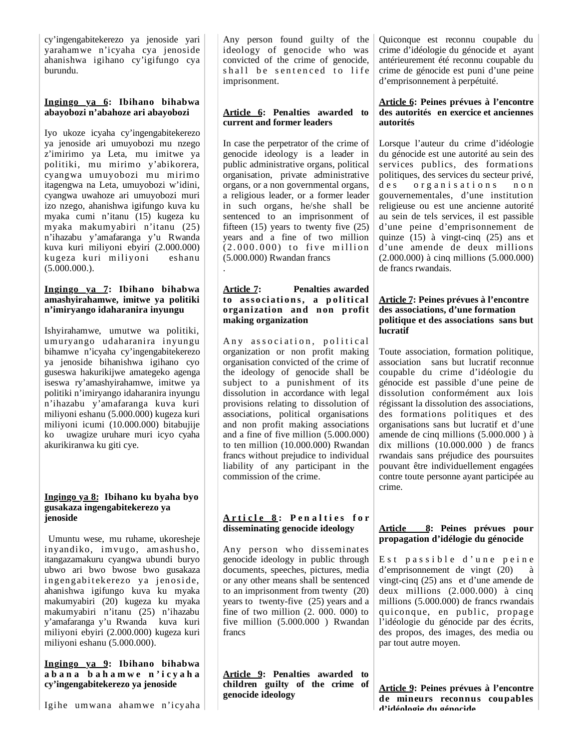cy'ingengabitekerezo ya jenoside yari yarahamwe n'icyaha cya jenoside ahanishwa igihano cy'igifungo cya burundu.

**Ingingo ya 6: Ibihano bihabwa abayobozi n'abahoze ari abayobozi**

Iyo ukoze icyaha cy'ingengabitekerezo ya jenoside ari umuyobozi mu nzego z'imirimo ya Leta, mu imitwe ya politiki, mu mirimo y'abikorera, cyangwa umuyobozi mu mirimo itagengwa na Leta, umuyobozi w'idini, cyangwa uwahoze ari umuyobozi muri izo nzego, ahanishwa igifungo kuva ku myaka cumi n'itanu (15) kugeza ku myaka makumyabiri n'itanu (25) n'ihazabu y'amafaranga y'u Rwanda kuva kuri miliyoni ebyiri (2.000.000) kugeza kuri miliyoni eshanu (5.000.000.).

**Ingingo ya 7: Ibihano bihabwa amashyirahamwe, imitwe ya politiki n'imiryango idaharanira inyungu**

Ishyirahamwe, umutwe wa politiki, umuryango udaharanira inyungu bihamwe n'icyaha cy'ingengabitekerezo ya jenoside bihanishwa igihano cyo guseswa hakurikijwe amategeko agenga iseswa ry'amashyirahamwe, imitwe ya politiki n'imiryango idaharanira inyungu n'ihazabu y'amafaranga kuva kuri miliyoni eshanu (5.000.000) kugeza kuri miliyoni icumi (10.000.000) bitabujije ko uwagize uruhare muri icyo cyaha akurikiranwa ku giti cye.

**Ingingo ya 8: Ibihano ku byaha byo gusakaza ingengabitekerezo ya jenoside**

Umuntu wese, mu ruhame, ukoresheje inyandiko, imvugo, amashusho, itangazamakuru cyangwa ubundi buryo ubwo ari bwo bwose bwo gusakaza ingengabitekerezo ya jenoside, ahanishwa igifungo kuva ku myaka makumyabiri (20) kugeza ku myaka makumyabiri n'itanu (25) n'ihazabu y'amafaranga y'u Rwanda kuva kuri miliyoni ebyiri (2.000.000) kugeza kuri miliyoni eshanu (5.000.000).

**Ingingo ya 9: Ibihano bihabwa abana bahamwe n'icyaha cy'ingengabitekerezo ya jenoside**

Igihe umwana ahamwe n'icyaha

Any person found guilty of the ideology of genocide who was convicted of the crime of genocide, shall be sentenced to life imprisonment.

**Article 6: Penalties awarded to current and former leaders**

In case the perpetrator of the crime of genocide ideology is a leader in public administrative organs, political organisation, private administrative organs, or a non governmental organs, a religious leader, or a former leader in such organs, he/she shall be sentenced to an imprisonment of fifteen (15) years to twenty five (25) years and a fine of two million (2.000.000) to five million (5.000.000) Rwandan francs
.

**Article 7: Penalties awarded to associations, a political organization and non profit making organization**

Any association, political organization or non profit making organisation convicted of the crime of the ideology of genocide shall be subject to a punishment of its dissolution in accordance with legal provisions relating to dissolution of associations, political organisations and non profit making associations and a fine of five million (5.000.000) to ten million (10.000.000) Rwandan francs without prejudice to individual liability of any participant in the commission of the crime.

**Article 8: Penalties for disseminating genocide ideology**

Any person who disseminates genocide ideology in public through documents, speeches, pictures, media or any other means shall be sentenced to an imprisonment from twenty (20) years to twenty-five (25) years and a fine of two million (2. 000. 000) to five million (5.000.000 ) Rwandan francs

**Article 9: Penalties awarded to children guilty of the crime of genocide ideology**

Quiconque est reconnu coupable du crime d'idéologie du génocide et ayant antérieurement été reconnu coupable du crime de génocide est puni d'une peine d'emprisonnement à perpétuité.

**Article 6: Peines prévues à l'encontre des autorités en exercice et anciennes autorités**

Lorsque l'auteur du crime d'idéologie du génocide est une autorité au sein des services publics, des formations politiques, des services du secteur privé, des organisations non gouvernementales, d'une institution religieuse ou est une ancienne autorité au sein de tels services, il est passible d'une peine d'emprisonnement de quinze (15) à vingt-cinq (25) ans et d'une amende de deux millions (2.000.000) à cinq millions (5.000.000) de francs rwandais.

**Article 7: Peines prévues à l'encontre des associations, d'une formation politique et des associations sans but lucratif**

Toute association, formation politique, association sans but lucratif reconnue coupable du crime d'idéologie du génocide est passible d'une peine de dissolution conformément aux lois régissant la dissolution des associations, des formations politiques et des organisations sans but lucratif et d'une amende de cinq millions (5.000.000 ) à dix millions (10.000.000 ) de francs rwandais sans préjudice des poursuites pouvant être individuellement engagées contre toute personne ayant participée au crime.

**Article 8: Peines prévues pour propagation d'idélogie du génocide**

Est passible d'une peine d'emprisonnement de vingt (20) à vingt-cinq (25) ans et d'une amende de deux millions (2.000.000) à cinq millions (5.000.000) de francs rwandais quiconque, en public, propage l'idéologie du génocide par des écrits, des propos, des images, des media ou par tout autre moyen.

**Article 9: Peines prévues à l'encontre de mineurs reconnus coupables d'idéologie du génocide**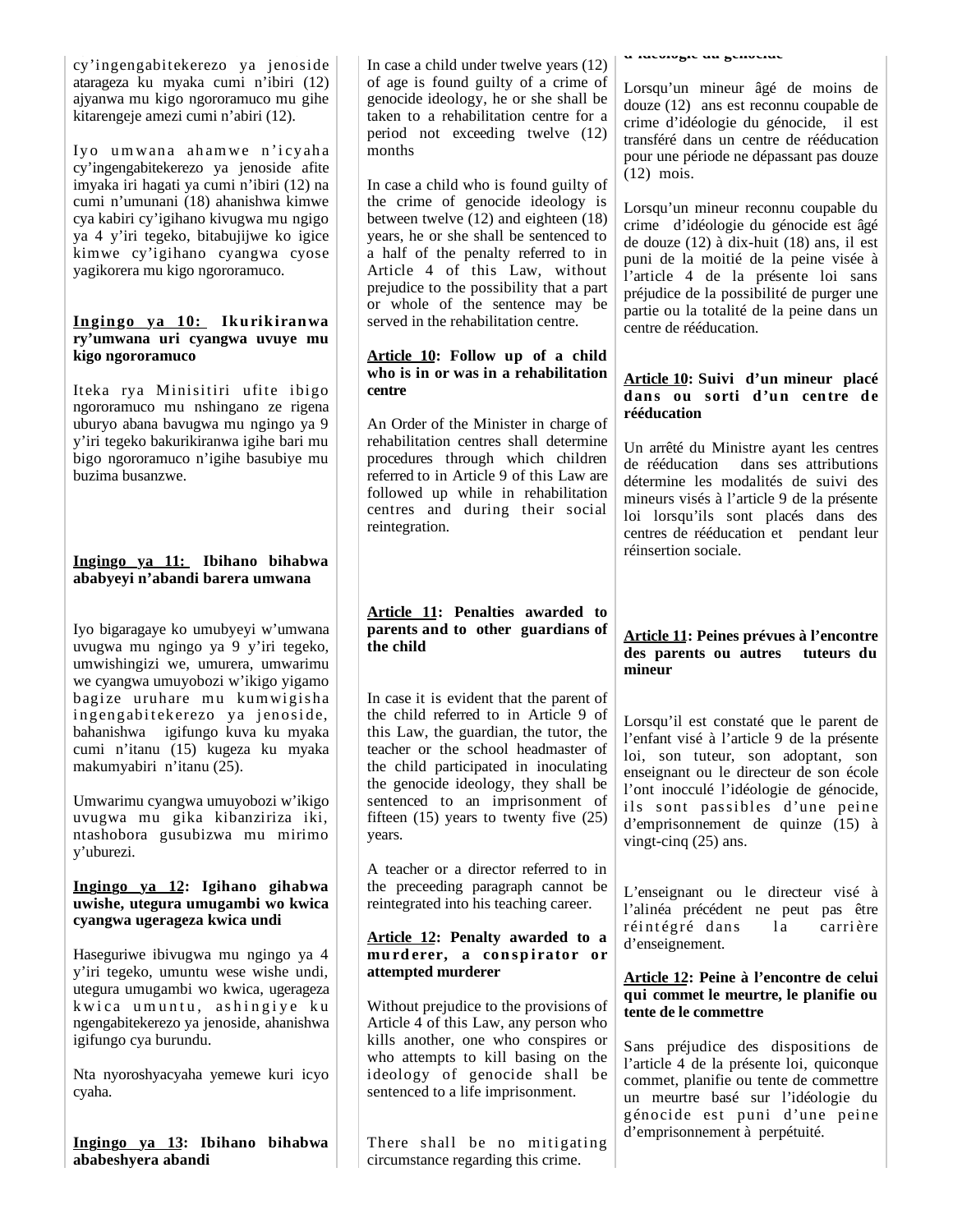cy'ingengabitekerezo ya jenoside atarageza ku myaka cumi n'ibiri (12) ajyanwa mu kigo ngororamuco mu gihe kitarengeje amezi cumi n'abiri (12).

Iyo umwana ahamwe n'icyaha cy'ingengabitekerezo ya jenoside afite imyaka iri hagati ya cumi n'ibiri (12) na cumi n'umunani (18) ahanishwa kimwe cya kabiri cy'igihano kivugwa mu ngigo ya 4 y'iri tegeko, bitabujijwe ko igice kimwe cy'igihano cyangwa cyose yagikorera mu kigo ngororamuco.

**Ingingo ya 10: Ikurikiranwa ry'umwana uri cyangwa uvuye mu kigo ngororamuco**

Iteka rya Minisitiri ufite ibigo ngororamuco mu nshingano ze rigena uburyo abana bavugwa mu ngingo ya 9 y'iri tegeko bakurikiranwa igihe bari mu bigo ngororamuco n'igihe basubiye mu buzima busanzwe.

**Ingingo ya 11: Ibihano bihabwa ababyeyi n'abandi barera umwana**

Iyo bigaragaye ko umubyeyi w'umwana uvugwa mu ngigo ya 9 y'iri tegeko, umwishingizi we, umurera, umwarimu we cyangwa umuyobozi w'ikigo yigamo bagize uruhare mu kumwigisha ingengabitekerezo ya jenoside, bahanishwa igifungo kuva ku myaka cumi n'itanu (15) kugeza ku myaka makumyabiri n'itanu (25).

Umwarimu cyangwa umuyobozi w'ikigo uvugwa mu gika kibanziriza iki, ntashobora gusubizwa mu mirimo y'uburezi.

**Ingingo ya 12: Igihano gihabwa uwishe, utegura umugambi wo kwica cyangwa ugerageza kwica undi**

Haseguriwe ibivugwa mu ngingo ya 4 y'iri tegeko, umuntu wese wishe undi, utegura umugambi wo kwica, ugerageza kwica umuntu, ashingiye ku ngengabitekerezo ya jenoside, ahanishwa igifungo cya burundu.

Nta nyoroshyacyaha yemewe kuri icyo cyaha.

**Ingingo ya 13: Ibihano bihabwa ababeshyera abandi**

In case a child under twelve years (12) of age is found guilty of a crime of genocide ideology, he or she shall be taken to a rehabilitation centre for a period not exceeding twelve (12) months

In case a child who is found guilty of the crime of genocide ideology is between twelve (12) and eighteen (18) years, he or she shall be sentenced to a half of the penalty referred to in Article 4 of this Law, without prejudice to the possibility that a part or whole of the sentence may be served in the rehabilitation centre.

**Article 10: Follow up of a child who is in or was in a rehabilitation centre**

An Order of the Minister in charge of rehabilitation centres shall determine procedures through which children referred to in Article 9 of this Law are followed up while in rehabilitation centres and during their social reintegration.

**Article 11: Penalties awarded to parents and to other guardians of the child**

In case it is evident that the parent of the child referred to in Article 9 of this Law, the guardian, the tutor, the teacher or the school headmaster of the child participated in inoculating the genocide ideology, they shall be sentenced to an imprisonment of fifteen (15) years to twenty five (25) years.

A teacher or a director referred to in the preceeding paragraph cannot be reintegrated into his teaching career.

**Article 12: Penalty awarded to a murderer, a conspirator or attempted murderer**

Without prejudice to the provisions of Article 4 of this Law, any person who kills another, one who conspires or who attempts to kill basing on the ideology of genocide shall be sentenced to a life imprisonment.

There shall be no mitigating circumstance regarding this crime.

d'idéologie du génocide

Lorsqu'un mineur âgé de moins de douze (12) ans est reconnu coupable de crime d'idéologie du génocide, il est transféré dans un centre de rééducation pour une période ne dépassant pas douze (12) mois.

Lorsqu'un mineur reconnu coupable du crime d'idéologie du génocide est âgé de douze (12) à dix-huit (18) ans, il est puni de la moitié de la peine visée à l'article 4 de la présente loi sans préjudice de la possibilité de purger une partie ou la totalité de la peine dans un centre de rééducation.

**Article 10: Suivi d'un mineur placé dans ou sorti d'un centre de rééducation**

Un arrêté du Ministre ayant les centres de rééducation dans ses attributions détermine les modalités de suivi des mineurs visés à l'article 9 de la présente loi lorsqu'ils sont placés dans des centres de rééducation et pendant leur réinsertion sociale.

**Article 11: Peines prévues à l'encontre des parents ou autres tuteurs du mineur**

Lorsqu'il est constaté que le parent de l'enfant visé à l'article 9 de la présente loi, son tuteur, son adoptant, son enseignant ou le directeur de son école l'ont inocculé l'idéologie de génocide, ils sont passibles d'une peine d'emprisonnement de quinze (15) à vingt-cinq (25) ans.

L'enseignant ou le directeur visé à l'alinéa précédent ne peut pas être réintégré dans la carrière d'enseignement.

**Article 12: Peine à l'encontre de celui qui commet le meurtre, le planifie ou tente de le commettre**

Sans préjudice des dispositions de l'article 4 de la présente loi, quiconque commet, planifie ou tente de commettre un meurtre basé sur l'idéologie du génocide est puni d'une peine d'emprisonnement à perpétuité.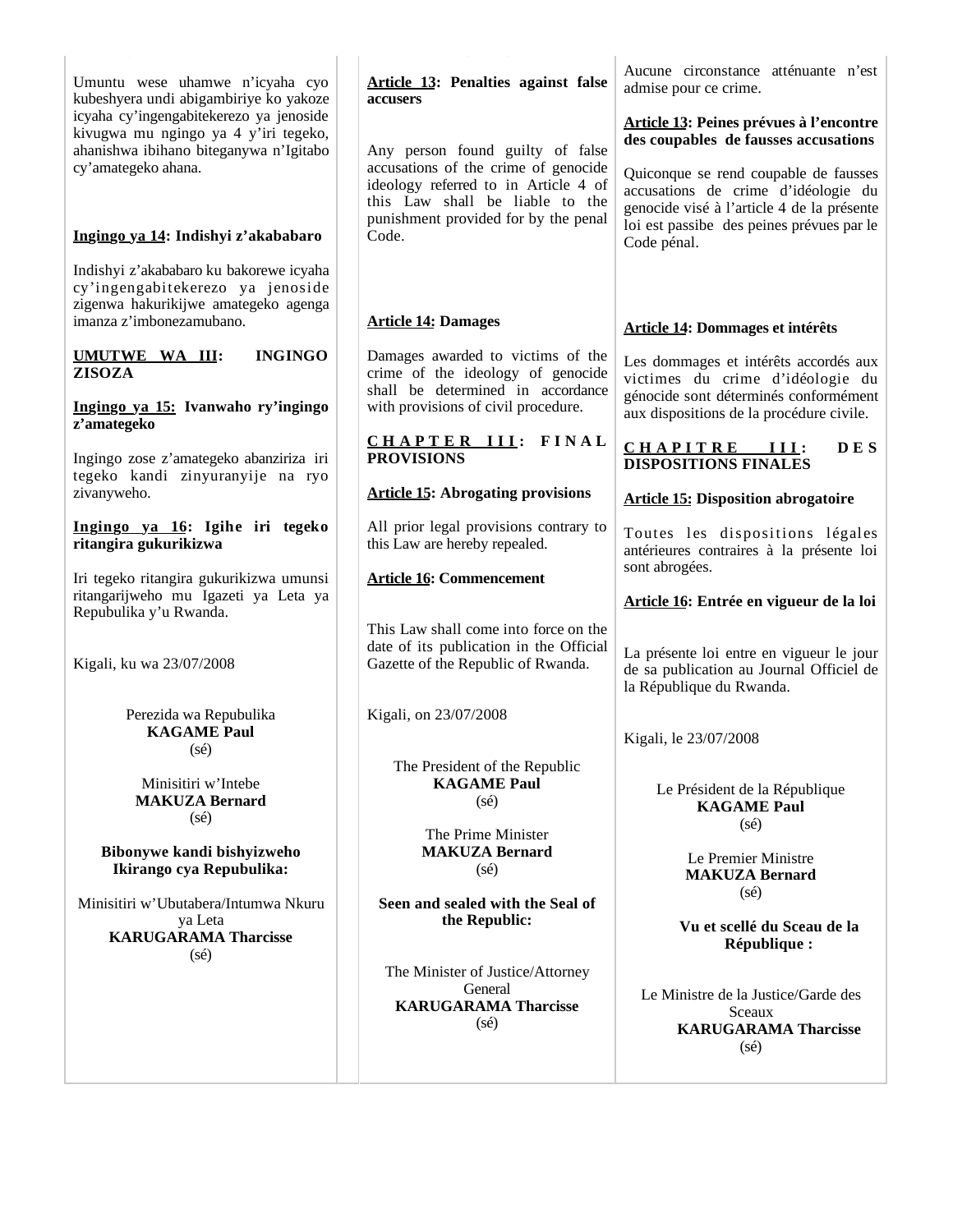Umuntu wese uhamwe n'icyaha cyo kubeshyera undi abigambiriye ko yakoze icyaha cy'ingengabitekerezo ya jenoside kivugwa mu ngingo ya 4 y'iri tegeko, ahanishwa ibihano biteganywa n'Igitabo cy'amategeko ahana.

**Ingingo ya 14: Indishyi z'akababaro**

Indishyi z'akababaro ku bakorewe icyaha cy'ingengabitekerezo ya jenoside zigenwa hakurikijwe amategeko agenga imanza z'imbonezamubano.

**UMUTWE WA III: INGINGO ZISOZA**

**Ingingo ya 15: Ivanwaho ry'ingingo z'amategeko**

Ingingo zose z'amategeko abanziriza iri tegeko kandi zinyuranyije na ryo zivanyweho.

**Ingingo ya 16: Igihe iri tegeko ritangira gukurikizwa**

Iri tegeko ritangira gukurikizwa umunsi ritangarijweho mu Igazeti ya Leta ya Repubulika y'u Rwanda.

Kigali, ku wa 23/07/2008

Perezida wa Repubulika
**KAGAME Paul**
(sé)

Minisitiri w'Intebe
**MAKUZA Bernard**
(sé)

**Bibonywe kandi bishyizweho Ikirango cya Repubulika:**

Minisitiri w'Ubutabera/Intumwa Nkuru ya Leta
**KARUGARAMA Tharcisse**
(sé)

**Article 13: Penalties against false accusers**

Any person found guilty of false accusations of the crime of genocide ideology referred to in Article 4 of this Law shall be liable to the punishment provided for by the penal Code.

**Article 14: Damages**

Damages awarded to victims of the crime of the ideology of genocide shall be determined in accordance with provisions of civil procedure.

**CHAPTER III: FINAL PROVISIONS**

**Article 15: Abrogating provisions**

All prior legal provisions contrary to this Law are hereby repealed.

**Article 16: Commencement**

This Law shall come into force on the date of its publication in the Official Gazette of the Republic of Rwanda.

Kigali, on 23/07/2008

The President of the Republic
**KAGAME Paul**
(sé)

The Prime Minister
**MAKUZA Bernard**
(sé)

**Seen and sealed with the Seal of the Republic:**

The Minister of Justice/Attorney General
**KARUGARAMA Tharcisse**
(sé)

Aucune circonstance atténuante n'est admise pour ce crime.

**Article 13: Peines prévues à l'encontre des coupables de fausses accusations**

Quiconque se rend coupable de fausses accusations de crime d'idéologie du genocide visé à l'article 4 de la présente loi est passibe des peines prévues par le Code pénal.

**Article 14: Dommages et intérêts**

Les dommages et intérêts accordés aux victimes du crime d'idéologie du génocide sont déterminés conformément aux dispositions de la procédure civile.

**CHAPITRE III: DES DISPOSITIONS FINALES**

**Article 15: Disposition abrogatoire**

Toutes les dispositions légales antérieures contraires à la présente loi sont abrogées.

**Article 16: Entrée en vigueur de la loi**

La présente loi entre en vigueur le jour de sa publication au Journal Officiel de la République du Rwanda.

Kigali, le 23/07/2008

Le Président de la République
**KAGAME Paul**
(sé)

Le Premier Ministre
**MAKUZA Bernard**
(sé)

**Vu et scellé du Sceau de la République :**

Le Ministre de la Justice/Garde des Sceaux
**KARUGARAMA Tharcisse**
(sé)